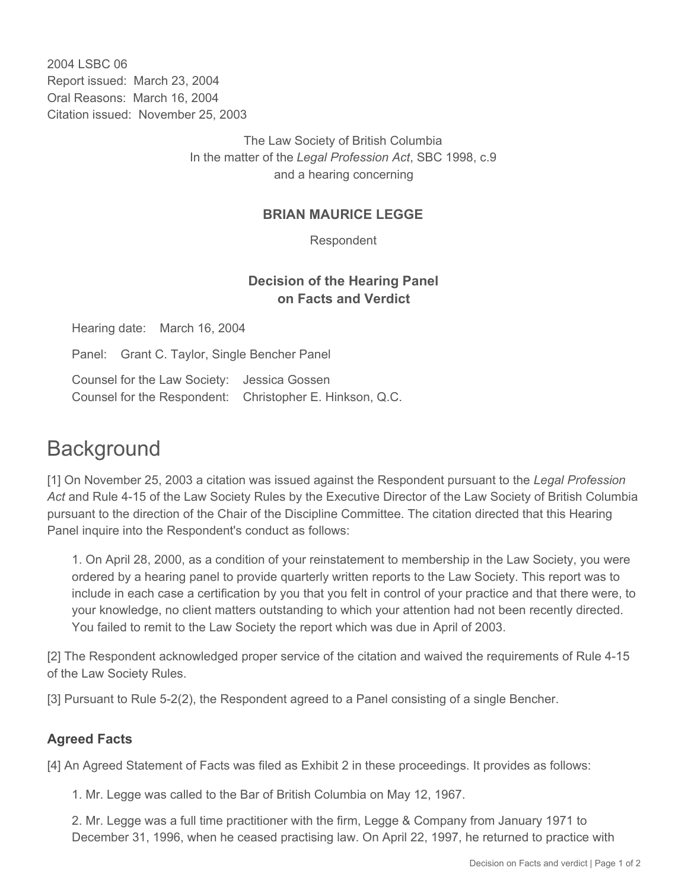2004 LSBC 06
Report issued: March 23, 2004
Oral Reasons: March 16, 2004
Citation issued: November 25, 2003

The Law Society of British Columbia
In the matter of the *Legal Profession Act*, SBC 1998, c.9
and a hearing concerning

**BRIAN MAURICE LEGGE**

Respondent

**Decision of the Hearing Panel on Facts and Verdict**

Hearing date: March 16, 2004

Panel: Grant C. Taylor, Single Bencher Panel

Counsel for the Law Society: Jessica Gossen
Counsel for the Respondent: Christopher E. Hinkson, Q.C.

# Background

[1] On November 25, 2003 a citation was issued against the Respondent pursuant to the *Legal Profession Act* and Rule 4-15 of the Law Society Rules by the Executive Director of the Law Society of British Columbia pursuant to the direction of the Chair of the Discipline Committee. The citation directed that this Hearing Panel inquire into the Respondent's conduct as follows:

> 1. On April 28, 2000, as a condition of your reinstatement to membership in the Law Society, you were ordered by a hearing panel to provide quarterly written reports to the Law Society. This report was to include in each case a certification by you that you felt in control of your practice and that there were, to your knowledge, no client matters outstanding to which your attention had not been recently directed. You failed to remit to the Law Society the report which was due in April of 2003.

[2] The Respondent acknowledged proper service of the citation and waived the requirements of Rule 4-15 of the Law Society Rules.

[3] Pursuant to Rule 5-2(2), the Respondent agreed to a Panel consisting of a single Bencher.

### Agreed Facts

[4] An Agreed Statement of Facts was filed as Exhibit 2 in these proceedings. It provides as follows:

> 1. Mr. Legge was called to the Bar of British Columbia on May 12, 1967.
>
> 2. Mr. Legge was a full time practitioner with the firm, Legge & Company from January 1971 to December 31, 1996, when he ceased practising law. On April 22, 1997, he returned to practice with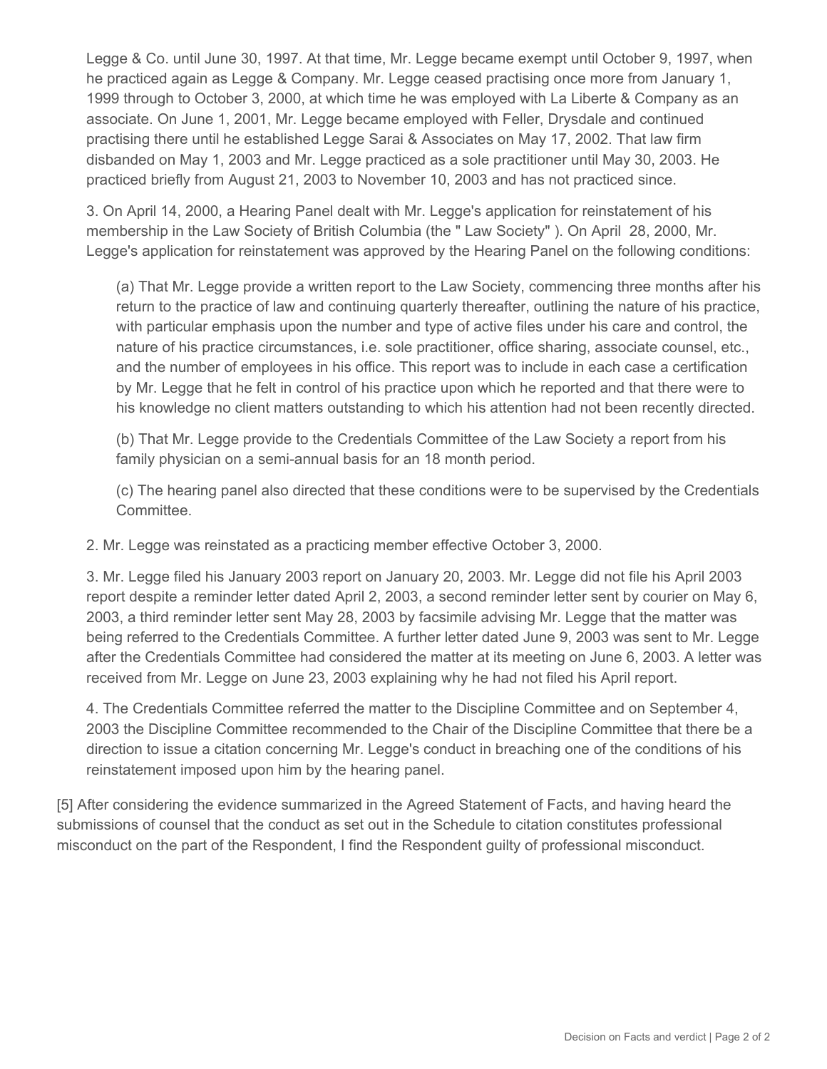Legge & Co. until June 30, 1997. At that time, Mr. Legge became exempt until October 9, 1997, when he practiced again as Legge & Company. Mr. Legge ceased practising once more from January 1, 1999 through to October 3, 2000, at which time he was employed with La Liberte & Company as an associate. On June 1, 2001, Mr. Legge became employed with Feller, Drysdale and continued practising there until he established Legge Sarai & Associates on May 17, 2002. That law firm disbanded on May 1, 2003 and Mr. Legge practiced as a sole practitioner until May 30, 2003. He practiced briefly from August 21, 2003 to November 10, 2003 and has not practiced since.

3. On April 14, 2000, a Hearing Panel dealt with Mr. Legge's application for reinstatement of his membership in the Law Society of British Columbia (the " Law Society" ). On April 28, 2000, Mr. Legge's application for reinstatement was approved by the Hearing Panel on the following conditions:

(a) That Mr. Legge provide a written report to the Law Society, commencing three months after his return to the practice of law and continuing quarterly thereafter, outlining the nature of his practice, with particular emphasis upon the number and type of active files under his care and control, the nature of his practice circumstances, i.e. sole practitioner, office sharing, associate counsel, etc., and the number of employees in his office. This report was to include in each case a certification by Mr. Legge that he felt in control of his practice upon which he reported and that there were to his knowledge no client matters outstanding to which his attention had not been recently directed.

(b) That Mr. Legge provide to the Credentials Committee of the Law Society a report from his family physician on a semi-annual basis for an 18 month period.

(c) The hearing panel also directed that these conditions were to be supervised by the Credentials Committee.

2. Mr. Legge was reinstated as a practicing member effective October 3, 2000.

3. Mr. Legge filed his January 2003 report on January 20, 2003. Mr. Legge did not file his April 2003 report despite a reminder letter dated April 2, 2003, a second reminder letter sent by courier on May 6, 2003, a third reminder letter sent May 28, 2003 by facsimile advising Mr. Legge that the matter was being referred to the Credentials Committee. A further letter dated June 9, 2003 was sent to Mr. Legge after the Credentials Committee had considered the matter at its meeting on June 6, 2003. A letter was received from Mr. Legge on June 23, 2003 explaining why he had not filed his April report.

4. The Credentials Committee referred the matter to the Discipline Committee and on September 4, 2003 the Discipline Committee recommended to the Chair of the Discipline Committee that there be a direction to issue a citation concerning Mr. Legge's conduct in breaching one of the conditions of his reinstatement imposed upon him by the hearing panel.

[5] After considering the evidence summarized in the Agreed Statement of Facts, and having heard the submissions of counsel that the conduct as set out in the Schedule to citation constitutes professional misconduct on the part of the Respondent, I find the Respondent guilty of professional misconduct.